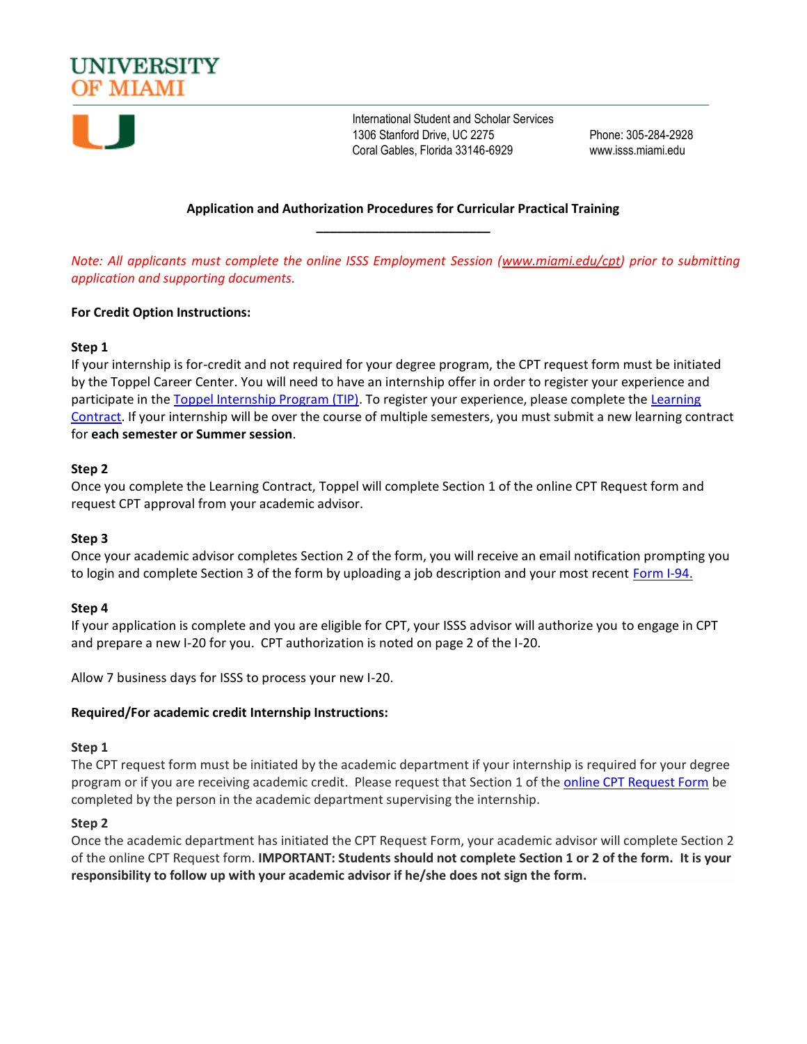**UNIVERSITY OF MIAMI**

International Student and Scholar Services
1306 Stanford Drive, UC 2275
Coral Gables, Florida 33146-6929

Phone: 305-284-2928
www.isss.miami.edu

## Application and Authorization Procedures for Curricular Practical Training

*Note: All applicants must complete the online ISSS Employment Session (www.miami.edu/cpt) prior to submitting application and supporting documents.*

**For Credit Option Instructions:**

**Step 1**
If your internship is for-credit and not required for your degree program, the CPT request form must be initiated by the Toppel Career Center. You will need to have an internship offer in order to register your experience and participate in the Toppel Internship Program (TIP). To register your experience, please complete the Learning Contract. If your internship will be over the course of multiple semesters, you must submit a new learning contract for **each semester or Summer session**.

**Step 2**
Once you complete the Learning Contract, Toppel will complete Section 1 of the online CPT Request form and request CPT approval from your academic advisor.

**Step 3**
Once your academic advisor completes Section 2 of the form, you will receive an email notification prompting you to login and complete Section 3 of the form by uploading a job description and your most recent Form I-94.

**Step 4**
If your application is complete and you are eligible for CPT, your ISSS advisor will authorize you to engage in CPT and prepare a new I-20 for you. CPT authorization is noted on page 2 of the I-20.

Allow 7 business days for ISSS to process your new I-20.

**Required/For academic credit Internship Instructions:**

**Step 1**
The CPT request form must be initiated by the academic department if your internship is required for your degree program or if you are receiving academic credit. Please request that Section 1 of the online CPT Request Form be completed by the person in the academic department supervising the internship.

**Step 2**
Once the academic department has initiated the CPT Request Form, your academic advisor will complete Section 2 of the online CPT Request form. **IMPORTANT: Students should not complete Section 1 or 2 of the form. It is your responsibility to follow up with your academic advisor if he/she does not sign the form.**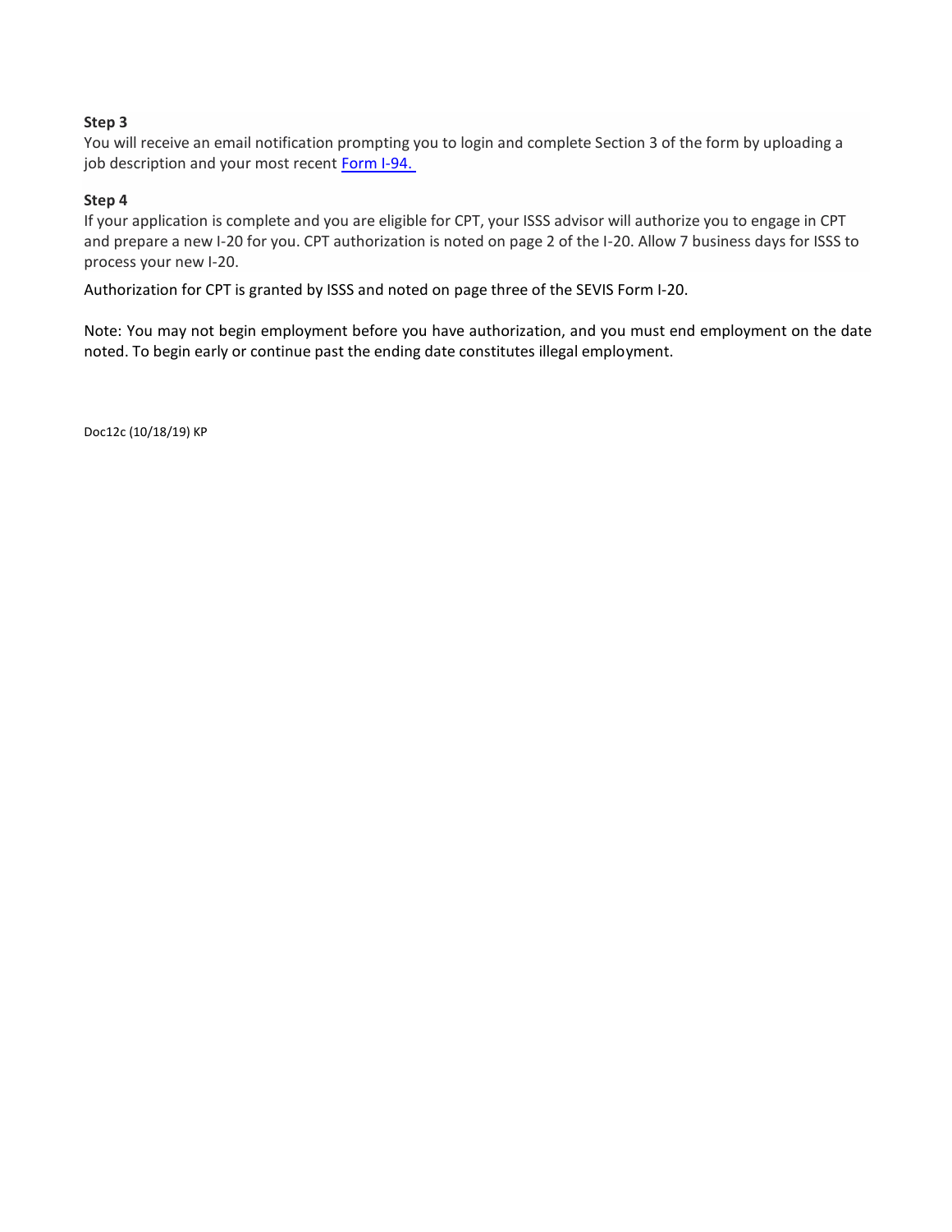**Step 3**

You will receive an email notification prompting you to login and complete Section 3 of the form by uploading a job description and your most recent Form I-94.

**Step 4**

If your application is complete and you are eligible for CPT, your ISSS advisor will authorize you to engage in CPT and prepare a new I-20 for you. CPT authorization is noted on page 2 of the I-20. Allow 7 business days for ISSS to process your new I-20.

Authorization for CPT is granted by ISSS and noted on page three of the SEVIS Form I-20.

Note: You may not begin employment before you have authorization, and you must end employment on the date noted. To begin early or continue past the ending date constitutes illegal employment.

Doc12c (10/18/19) KP